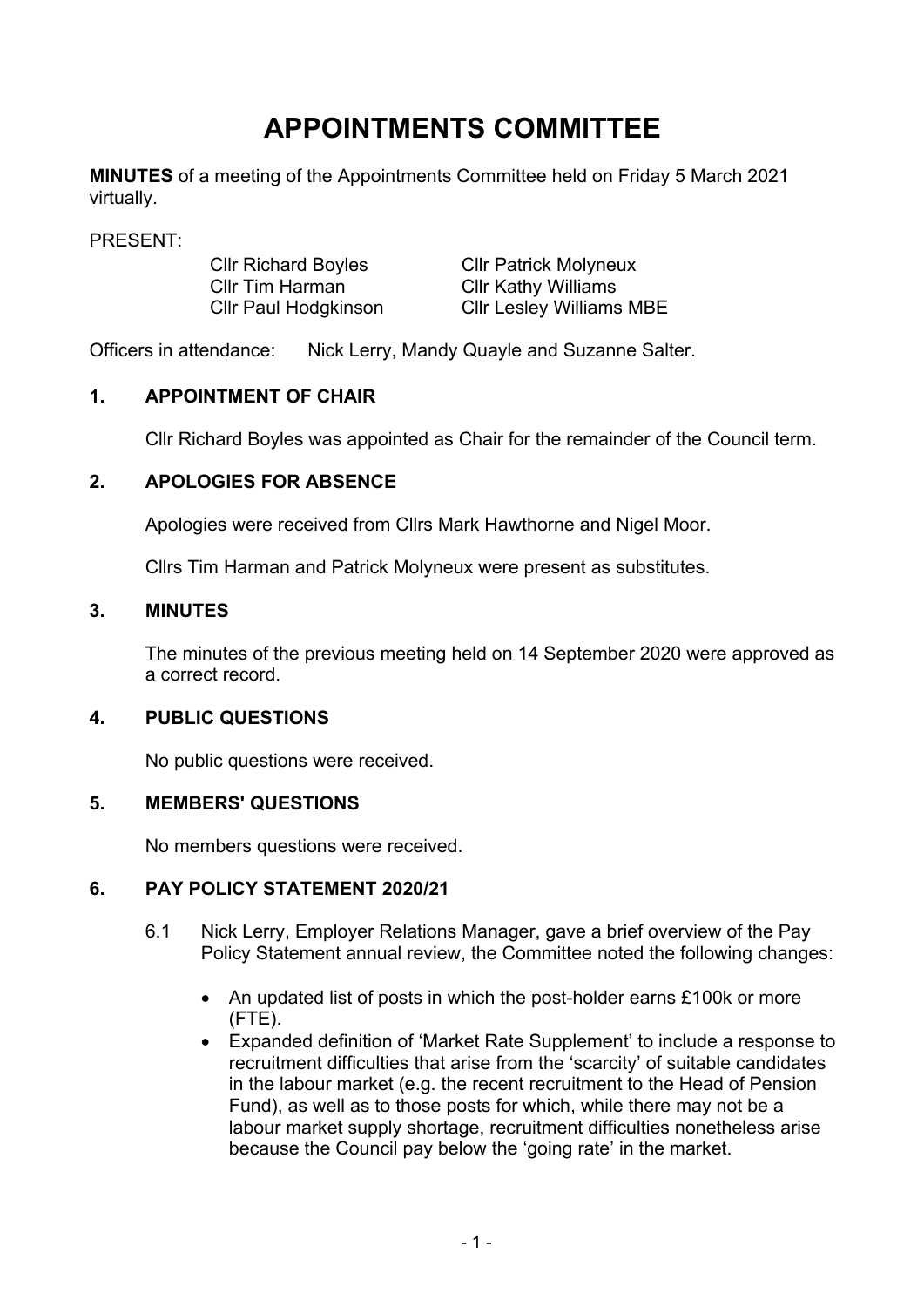# APPOINTMENTS COMMITTEE

**MINUTES** of a meeting of the Appointments Committee held on Friday 5 March 2021 virtually.

PRESENT:

Cllr Richard Boyles
Cllr Tim Harman
Cllr Paul Hodgkinson
Cllr Patrick Molyneux
Cllr Kathy Williams
Cllr Lesley Williams MBE

Officers in attendance: Nick Lerry, Mandy Quayle and Suzanne Salter.

## 1. APPOINTMENT OF CHAIR

Cllr Richard Boyles was appointed as Chair for the remainder of the Council term.

## 2. APOLOGIES FOR ABSENCE

Apologies were received from Cllrs Mark Hawthorne and Nigel Moor.

Cllrs Tim Harman and Patrick Molyneux were present as substitutes.

## 3. MINUTES

The minutes of the previous meeting held on 14 September 2020 were approved as a correct record.

## 4. PUBLIC QUESTIONS

No public questions were received.

## 5. MEMBERS' QUESTIONS

No members questions were received.

## 6. PAY POLICY STATEMENT 2020/21

6.1 Nick Lerry, Employer Relations Manager, gave a brief overview of the Pay Policy Statement annual review, the Committee noted the following changes:

- An updated list of posts in which the post-holder earns £100k or more (FTE).
- Expanded definition of 'Market Rate Supplement' to include a response to recruitment difficulties that arise from the 'scarcity' of suitable candidates in the labour market (e.g. the recent recruitment to the Head of Pension Fund), as well as to those posts for which, while there may not be a labour market supply shortage, recruitment difficulties nonetheless arise because the Council pay below the 'going rate' in the market.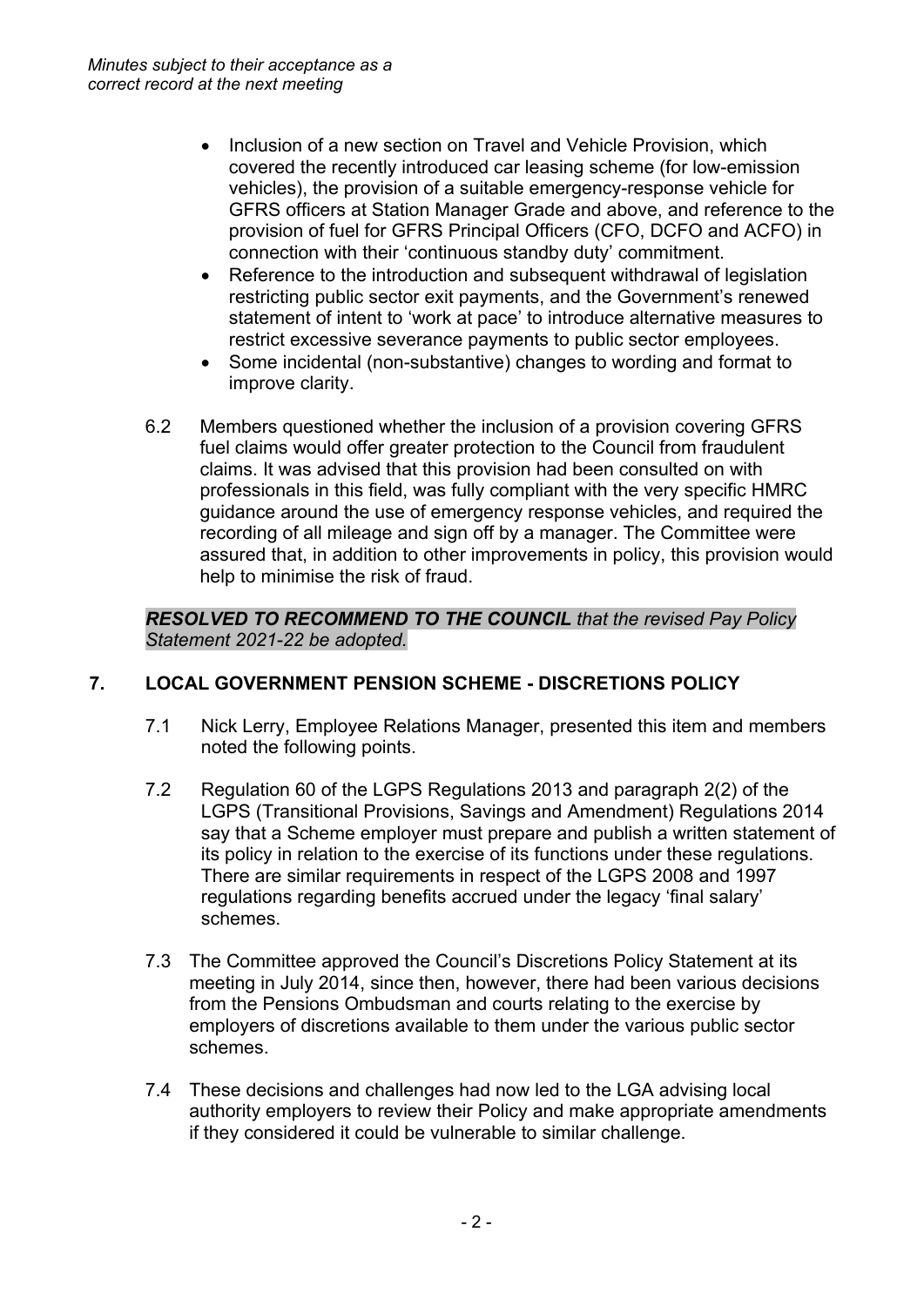- Inclusion of a new section on Travel and Vehicle Provision, which covered the recently introduced car leasing scheme (for low-emission vehicles), the provision of a suitable emergency-response vehicle for GFRS officers at Station Manager Grade and above, and reference to the provision of fuel for GFRS Principal Officers (CFO, DCFO and ACFO) in connection with their 'continuous standby duty' commitment.
- Reference to the introduction and subsequent withdrawal of legislation restricting public sector exit payments, and the Government's renewed statement of intent to 'work at pace' to introduce alternative measures to restrict excessive severance payments to public sector employees.
- Some incidental (non-substantive) changes to wording and format to improve clarity.

6.2 Members questioned whether the inclusion of a provision covering GFRS fuel claims would offer greater protection to the Council from fraudulent claims. It was advised that this provision had been consulted on with professionals in this field, was fully compliant with the very specific HMRC guidance around the use of emergency response vehicles, and required the recording of all mileage and sign off by a manager. The Committee were assured that, in addition to other improvements in policy, this provision would help to minimise the risk of fraud.

***RESOLVED TO RECOMMEND TO THE COUNCIL*** *that the revised Pay Policy Statement 2021-22 be adopted.*

## 7. LOCAL GOVERNMENT PENSION SCHEME - DISCRETIONS POLICY

7.1 Nick Lerry, Employee Relations Manager, presented this item and members noted the following points.

7.2 Regulation 60 of the LGPS Regulations 2013 and paragraph 2(2) of the LGPS (Transitional Provisions, Savings and Amendment) Regulations 2014 say that a Scheme employer must prepare and publish a written statement of its policy in relation to the exercise of its functions under these regulations. There are similar requirements in respect of the LGPS 2008 and 1997 regulations regarding benefits accrued under the legacy 'final salary' schemes.

7.3 The Committee approved the Council's Discretions Policy Statement at its meeting in July 2014, since then, however, there had been various decisions from the Pensions Ombudsman and courts relating to the exercise by employers of discretions available to them under the various public sector schemes.

7.4 These decisions and challenges had now led to the LGA advising local authority employers to review their Policy and make appropriate amendments if they considered it could be vulnerable to similar challenge.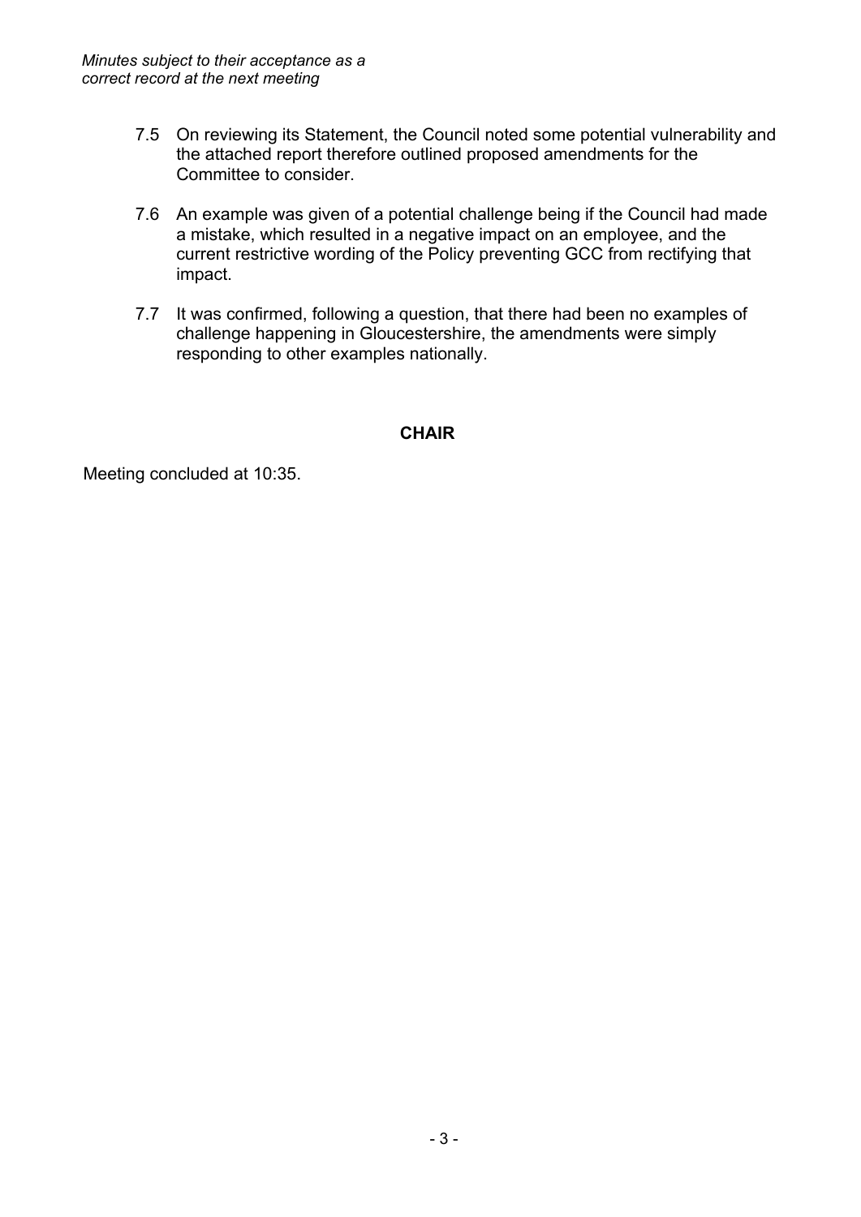*Minutes subject to their acceptance as a correct record at the next meeting*

7.5 On reviewing its Statement, the Council noted some potential vulnerability and the attached report therefore outlined proposed amendments for the Committee to consider.

7.6 An example was given of a potential challenge being if the Council had made a mistake, which resulted in a negative impact on an employee, and the current restrictive wording of the Policy preventing GCC from rectifying that impact.

7.7 It was confirmed, following a question, that there had been no examples of challenge happening in Gloucestershire, the amendments were simply responding to other examples nationally.

**CHAIR**

Meeting concluded at 10:35.